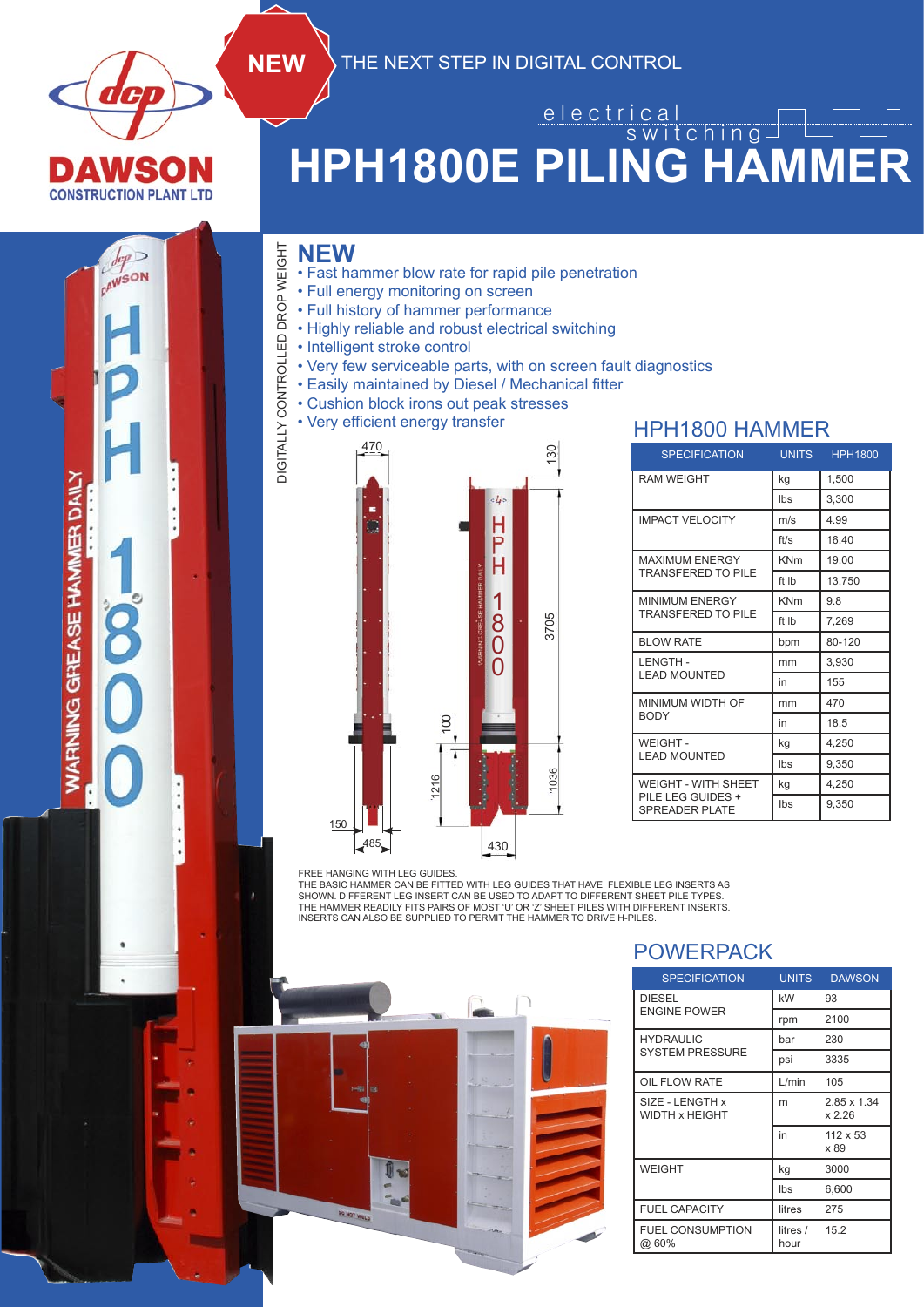DAWSON CONSTRUCTION PLANT LTD

NEW THE NEXT STEP IN DIGITAL CONTROL

electrical switching

# HPH1800E PILING HAMMER

DIGITALLY CONTROLLED DROP WEIGHT

## NEW

- Fast hammer blow rate for rapid pile penetration
- Full energy monitoring on screen
- Full history of hammer performance
- Highly reliable and robust electrical switching
- Intelligent stroke control
- Very few serviceable parts, with on screen fault diagnostics
- Easily maintained by Diesel / Mechanical fitter
- Cushion block irons out peak stresses
- Very efficient energy transfer

## HPH1800 HAMMER

| SPECIFICATION | UNITS | HPH1800 |
|---|---|---|
| RAM WEIGHT | kg | 1,500 |
| | lbs | 3,300 |
| IMPACT VELOCITY | m/s | 4.99 |
| | ft/s | 16.40 |
| MAXIMUM ENERGY TRANSFERED TO PILE | KNm | 19.00 |
| | ft lb | 13,750 |
| MINIMUM ENERGY TRANSFERED TO PILE | KNm | 9.8 |
| | ft lb | 7,269 |
| BLOW RATE | bpm | 80-120 |
| LENGTH - LEAD MOUNTED | mm | 3,930 |
| | in | 155 |
| MINIMUM WIDTH OF BODY | mm | 470 |
| | in | 18.5 |
| WEIGHT - LEAD MOUNTED | kg | 4,250 |
| | lbs | 9,350 |
| WEIGHT - WITH SHEET PILE LEG GUIDES + SPREADER PLATE | kg | 4,250 |
| | lbs | 9,350 |

FREE HANGING WITH LEG GUIDES.
THE BASIC HAMMER CAN BE FITTED WITH LEG GUIDES THAT HAVE FLEXIBLE LEG INSERTS AS SHOWN. DIFFERENT LEG INSERT CAN BE USED TO ADAPT TO DIFFERENT SHEET PILE TYPES. THE HAMMER READILY FITS PAIRS OF MOST 'U' OR 'Z' SHEET PILES WITH DIFFERENT INSERTS. INSERTS CAN ALSO BE SUPPLIED TO PERMIT THE HAMMER TO DRIVE H-PILES.

## POWERPACK

| SPECIFICATION | UNITS | DAWSON |
|---|---|---|
| DIESEL ENGINE POWER | kW | 93 |
| | rpm | 2100 |
| HYDRAULIC SYSTEM PRESSURE | bar | 230 |
| | psi | 3335 |
| OIL FLOW RATE | L/min | 105 |
| SIZE - LENGTH x WIDTH x HEIGHT | m | 2.85 x 1.34 x 2.26 |
| | in | 112 x 53 x 89 |
| WEIGHT | kg | 3000 |
| | lbs | 6,600 |
| FUEL CAPACITY | litres | 275 |
| FUEL CONSUMPTION @ 60% | litres / hour | 15.2 |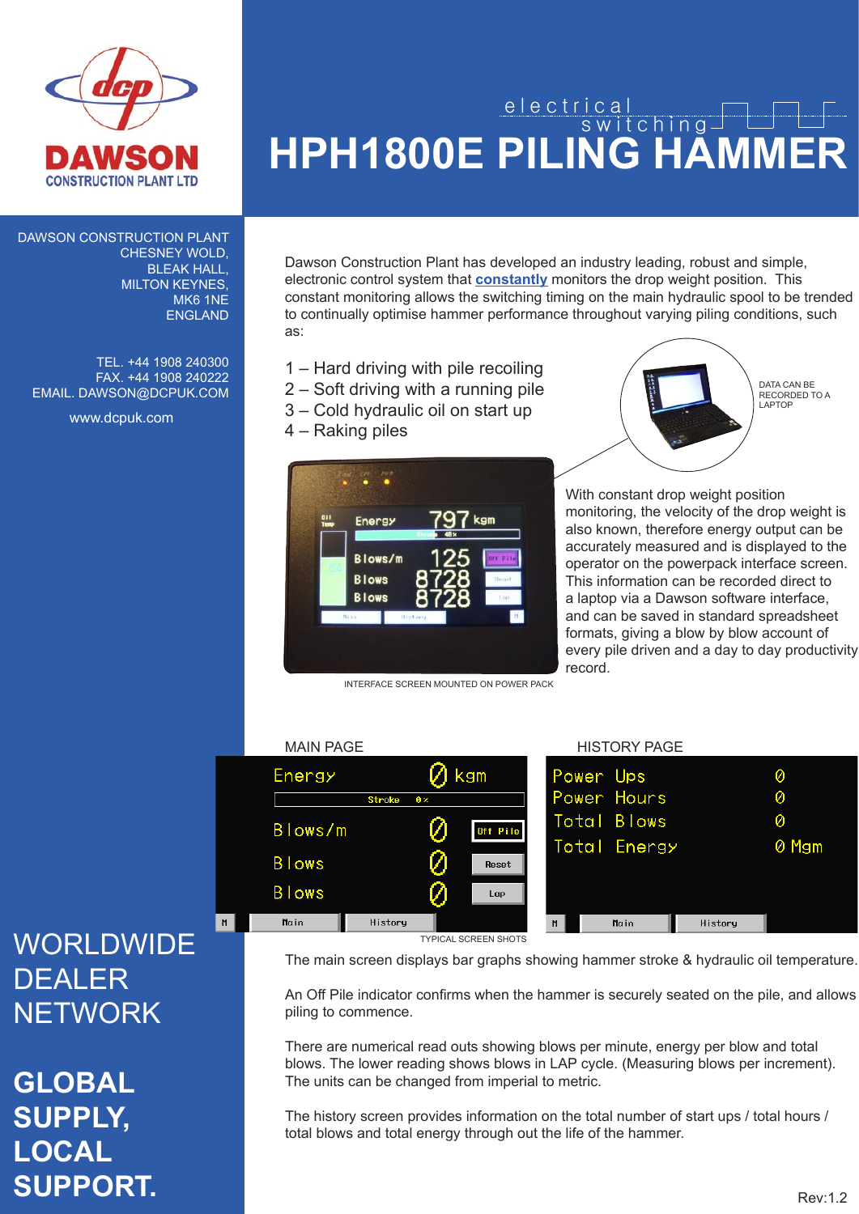# HPH1800E PILING HAMMER

electrical switching

DAWSON CONSTRUCTION PLANT LTD

DAWSON CONSTRUCTION PLANT
CHESNEY WOLD,
BLEAK HALL,
MILTON KEYNES,
MK6 1NE
ENGLAND

TEL. +44 1908 240300
FAX. +44 1908 240222
EMAIL. DAWSON@DCPUK.COM

www.dcpuk.com

Dawson Construction Plant has developed an industry leading, robust and simple, electronic control system that **constantly** monitors the drop weight position. This constant monitoring allows the switching timing on the main hydraulic spool to be trended to continually optimise hammer performance throughout varying piling conditions, such as:

1 – Hard driving with pile recoiling
2 – Soft driving with a running pile
3 – Cold hydraulic oil on start up
4 – Raking piles

DATA CAN BE RECORDED TO A LAPTOP

INTERFACE SCREEN MOUNTED ON POWER PACK

With constant drop weight position monitoring, the velocity of the drop weight is also known, therefore energy output can be accurately measured and is displayed to the operator on the powerpack interface screen. This information can be recorded direct to a laptop via a Dawson software interface, and can be saved in standard spreadsheet formats, giving a blow by blow account of every pile driven and a day to day productivity record.

MAIN PAGE

HISTORY PAGE

TYPICAL SCREEN SHOTS

The main screen displays bar graphs showing hammer stroke & hydraulic oil temperature.

An Off Pile indicator confirms when the hammer is securely seated on the pile, and allows piling to commence.

There are numerical read outs showing blows per minute, energy per blow and total blows. The lower reading shows blows in LAP cycle. (Measuring blows per increment). The units can be changed from imperial to metric.

The history screen provides information on the total number of start ups / total hours / total blows and total energy through out the life of the hammer.

WORLDWIDE DEALER NETWORK

**GLOBAL SUPPLY, LOCAL SUPPORT.**

Rev:1.2